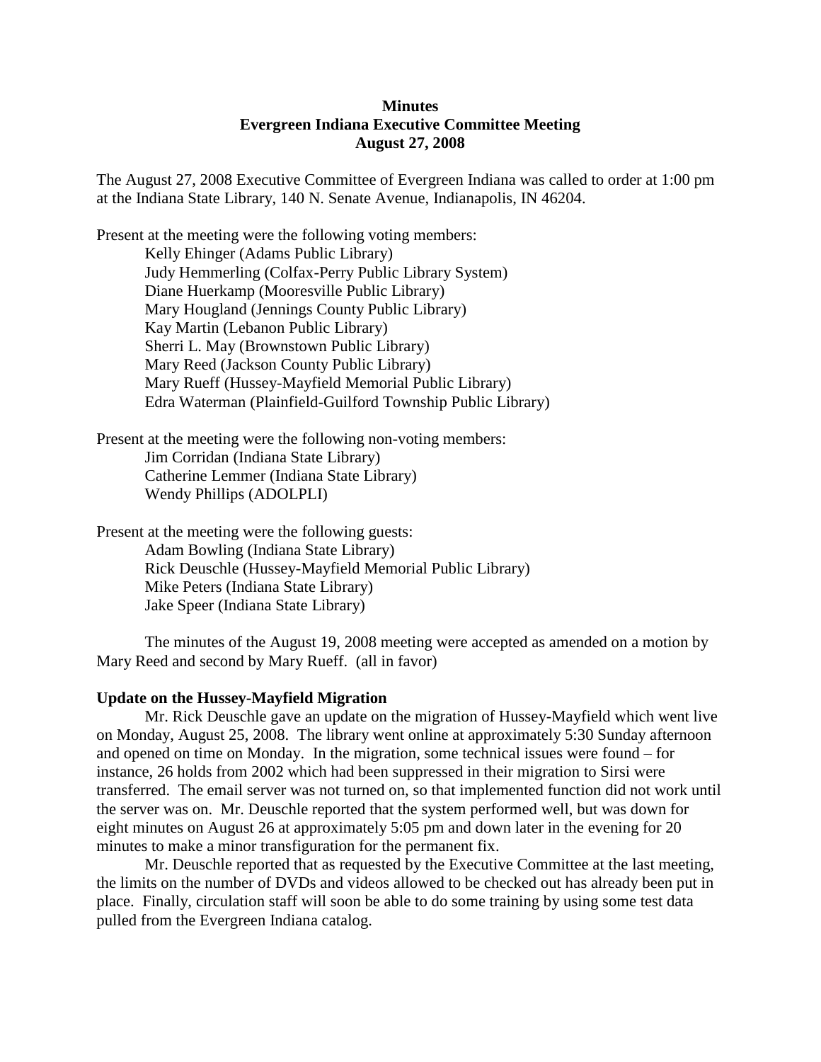**Minutes**
**Evergreen Indiana Executive Committee Meeting**
**August 27, 2008**

The August 27, 2008 Executive Committee of Evergreen Indiana was called to order at 1:00 pm at the Indiana State Library, 140 N. Senate Avenue, Indianapolis, IN 46204.

Present at the meeting were the following voting members:

- Kelly Ehinger (Adams Public Library)
- Judy Hemmerling (Colfax-Perry Public Library System)
- Diane Huerkamp (Mooresville Public Library)
- Mary Hougland (Jennings County Public Library)
- Kay Martin (Lebanon Public Library)
- Sherri L. May (Brownstown Public Library)
- Mary Reed (Jackson County Public Library)
- Mary Rueff (Hussey-Mayfield Memorial Public Library)
- Edra Waterman (Plainfield-Guilford Township Public Library)

Present at the meeting were the following non-voting members:

- Jim Corridan (Indiana State Library)
- Catherine Lemmer (Indiana State Library)
- Wendy Phillips (ADOLPLI)

Present at the meeting were the following guests:

- Adam Bowling (Indiana State Library)
- Rick Deuschle (Hussey-Mayfield Memorial Public Library)
- Mike Peters (Indiana State Library)
- Jake Speer (Indiana State Library)

The minutes of the August 19, 2008 meeting were accepted as amended on a motion by Mary Reed and second by Mary Rueff. (all in favor)

**Update on the Hussey-Mayfield Migration**

Mr. Rick Deuschle gave an update on the migration of Hussey-Mayfield which went live on Monday, August 25, 2008. The library went online at approximately 5:30 Sunday afternoon and opened on time on Monday. In the migration, some technical issues were found – for instance, 26 holds from 2002 which had been suppressed in their migration to Sirsi were transferred. The email server was not turned on, so that implemented function did not work until the server was on. Mr. Deuschle reported that the system performed well, but was down for eight minutes on August 26 at approximately 5:05 pm and down later in the evening for 20 minutes to make a minor transfiguration for the permanent fix.

Mr. Deuschle reported that as requested by the Executive Committee at the last meeting, the limits on the number of DVDs and videos allowed to be checked out has already been put in place. Finally, circulation staff will soon be able to do some training by using some test data pulled from the Evergreen Indiana catalog.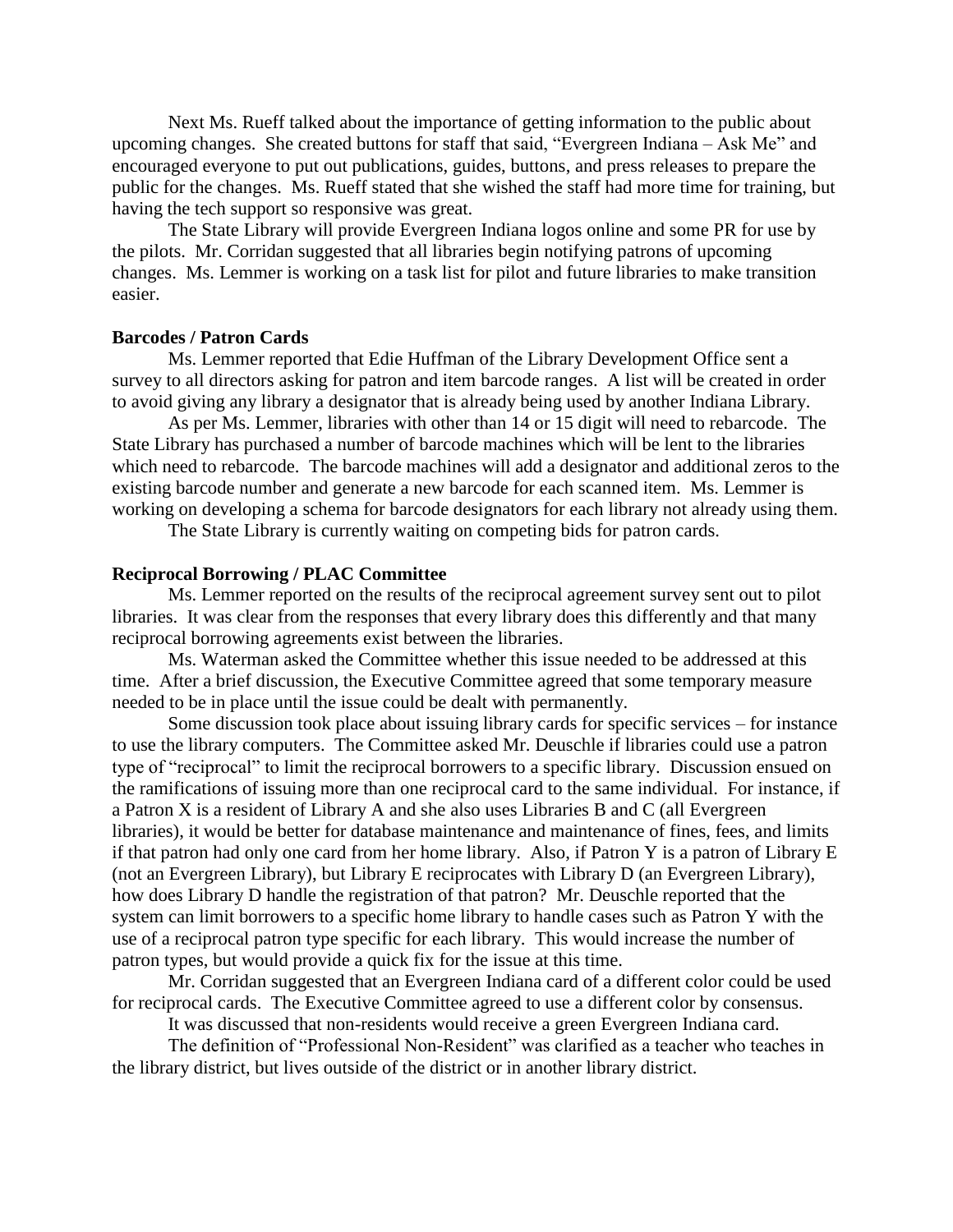Next Ms. Rueff talked about the importance of getting information to the public about upcoming changes. She created buttons for staff that said, "Evergreen Indiana – Ask Me" and encouraged everyone to put out publications, guides, buttons, and press releases to prepare the public for the changes. Ms. Rueff stated that she wished the staff had more time for training, but having the tech support so responsive was great.

The State Library will provide Evergreen Indiana logos online and some PR for use by the pilots. Mr. Corridan suggested that all libraries begin notifying patrons of upcoming changes. Ms. Lemmer is working on a task list for pilot and future libraries to make transition easier.

**Barcodes / Patron Cards**

Ms. Lemmer reported that Edie Huffman of the Library Development Office sent a survey to all directors asking for patron and item barcode ranges. A list will be created in order to avoid giving any library a designator that is already being used by another Indiana Library.

As per Ms. Lemmer, libraries with other than 14 or 15 digit will need to rebarcode. The State Library has purchased a number of barcode machines which will be lent to the libraries which need to rebarcode. The barcode machines will add a designator and additional zeros to the existing barcode number and generate a new barcode for each scanned item. Ms. Lemmer is working on developing a schema for barcode designators for each library not already using them.

The State Library is currently waiting on competing bids for patron cards.

**Reciprocal Borrowing / PLAC Committee**

Ms. Lemmer reported on the results of the reciprocal agreement survey sent out to pilot libraries. It was clear from the responses that every library does this differently and that many reciprocal borrowing agreements exist between the libraries.

Ms. Waterman asked the Committee whether this issue needed to be addressed at this time. After a brief discussion, the Executive Committee agreed that some temporary measure needed to be in place until the issue could be dealt with permanently.

Some discussion took place about issuing library cards for specific services – for instance to use the library computers. The Committee asked Mr. Deuschle if libraries could use a patron type of "reciprocal" to limit the reciprocal borrowers to a specific library. Discussion ensued on the ramifications of issuing more than one reciprocal card to the same individual. For instance, if a Patron X is a resident of Library A and she also uses Libraries B and C (all Evergreen libraries), it would be better for database maintenance and maintenance of fines, fees, and limits if that patron had only one card from her home library. Also, if Patron Y is a patron of Library E (not an Evergreen Library), but Library E reciprocates with Library D (an Evergreen Library), how does Library D handle the registration of that patron? Mr. Deuschle reported that the system can limit borrowers to a specific home library to handle cases such as Patron Y with the use of a reciprocal patron type specific for each library. This would increase the number of patron types, but would provide a quick fix for the issue at this time.

Mr. Corridan suggested that an Evergreen Indiana card of a different color could be used for reciprocal cards. The Executive Committee agreed to use a different color by consensus.

It was discussed that non-residents would receive a green Evergreen Indiana card.

The definition of "Professional Non-Resident" was clarified as a teacher who teaches in the library district, but lives outside of the district or in another library district.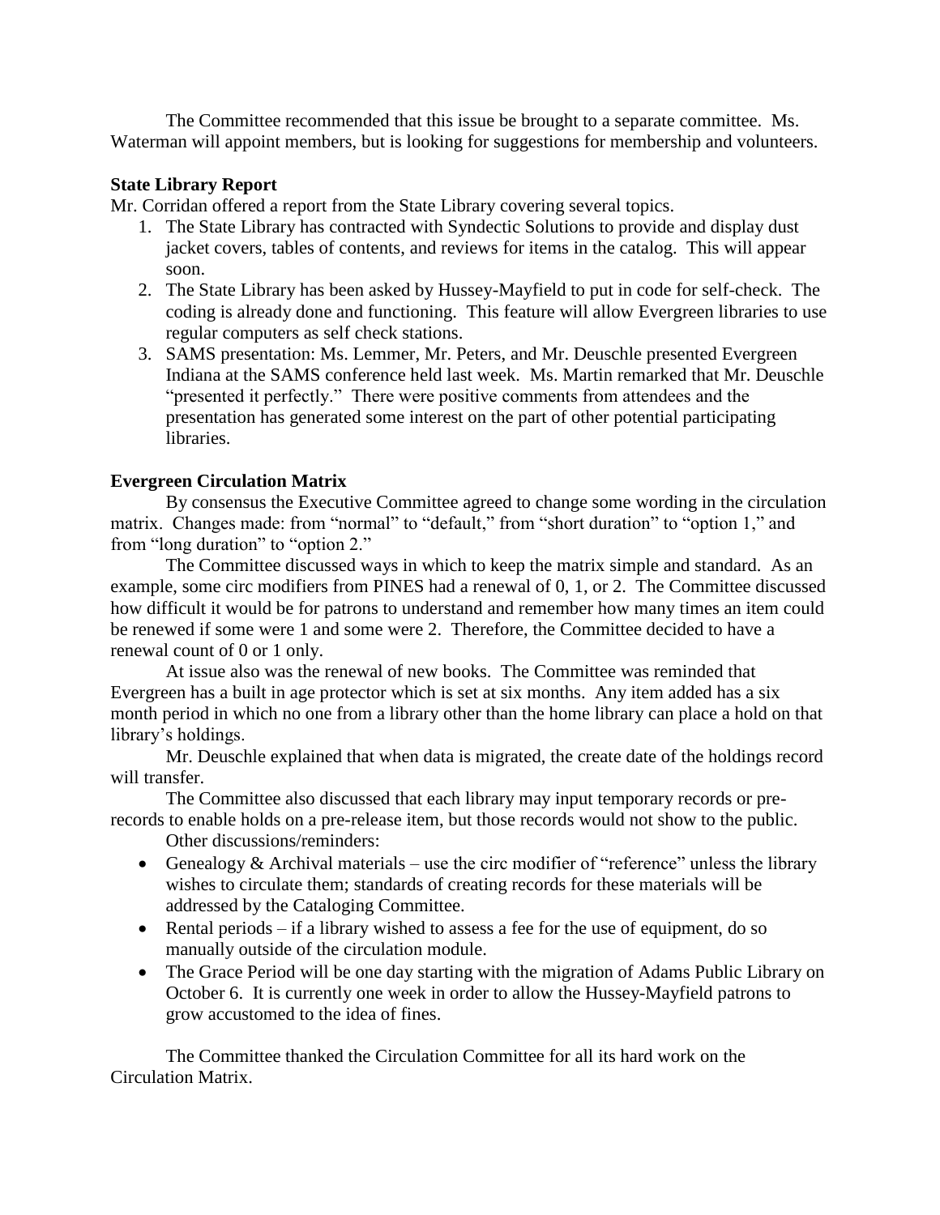The Committee recommended that this issue be brought to a separate committee. Ms. Waterman will appoint members, but is looking for suggestions for membership and volunteers.

**State Library Report**

Mr. Corridan offered a report from the State Library covering several topics.

1. The State Library has contracted with Syndectic Solutions to provide and display dust jacket covers, tables of contents, and reviews for items in the catalog. This will appear soon.
2. The State Library has been asked by Hussey-Mayfield to put in code for self-check. The coding is already done and functioning. This feature will allow Evergreen libraries to use regular computers as self check stations.
3. SAMS presentation: Ms. Lemmer, Mr. Peters, and Mr. Deuschle presented Evergreen Indiana at the SAMS conference held last week. Ms. Martin remarked that Mr. Deuschle "presented it perfectly." There were positive comments from attendees and the presentation has generated some interest on the part of other potential participating libraries.

**Evergreen Circulation Matrix**

By consensus the Executive Committee agreed to change some wording in the circulation matrix. Changes made: from "normal" to "default," from "short duration" to "option 1," and from "long duration" to "option 2."

The Committee discussed ways in which to keep the matrix simple and standard. As an example, some circ modifiers from PINES had a renewal of 0, 1, or 2. The Committee discussed how difficult it would be for patrons to understand and remember how many times an item could be renewed if some were 1 and some were 2. Therefore, the Committee decided to have a renewal count of 0 or 1 only.

At issue also was the renewal of new books. The Committee was reminded that Evergreen has a built in age protector which is set at six months. Any item added has a six month period in which no one from a library other than the home library can place a hold on that library's holdings.

Mr. Deuschle explained that when data is migrated, the create date of the holdings record will transfer.

The Committee also discussed that each library may input temporary records or pre-records to enable holds on a pre-release item, but those records would not show to the public.

Other discussions/reminders:

- Genealogy & Archival materials – use the circ modifier of "reference" unless the library wishes to circulate them; standards of creating records for these materials will be addressed by the Cataloging Committee.
- Rental periods – if a library wished to assess a fee for the use of equipment, do so manually outside of the circulation module.
- The Grace Period will be one day starting with the migration of Adams Public Library on October 6. It is currently one week in order to allow the Hussey-Mayfield patrons to grow accustomed to the idea of fines.

The Committee thanked the Circulation Committee for all its hard work on the Circulation Matrix.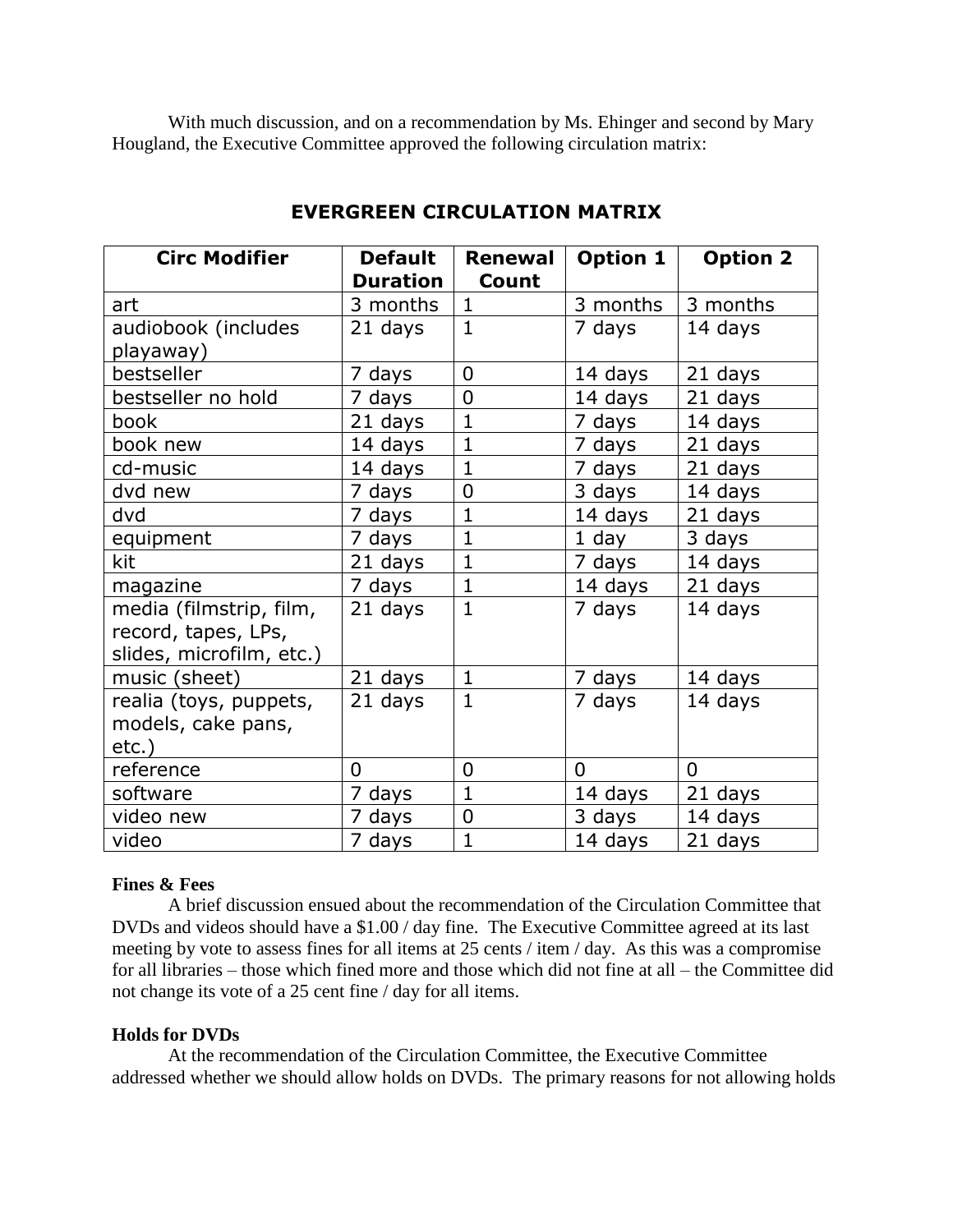With much discussion, and on a recommendation by Ms. Ehinger and second by Mary Hougland, the Executive Committee approved the following circulation matrix:

## EVERGREEN CIRCULATION MATRIX

| Circ Modifier | Default Duration | Renewal Count | Option 1 | Option 2 |
|---|---|---|---|---|
| art | 3 months | 1 | 3 months | 3 months |
| audiobook (includes playaway) | 21 days | 1 | 7 days | 14 days |
| bestseller | 7 days | 0 | 14 days | 21 days |
| bestseller no hold | 7 days | 0 | 14 days | 21 days |
| book | 21 days | 1 | 7 days | 14 days |
| book new | 14 days | 1 | 7 days | 21 days |
| cd-music | 14 days | 1 | 7 days | 21 days |
| dvd new | 7 days | 0 | 3 days | 14 days |
| dvd | 7 days | 1 | 14 days | 21 days |
| equipment | 7 days | 1 | 1 day | 3 days |
| kit | 21 days | 1 | 7 days | 14 days |
| magazine | 7 days | 1 | 14 days | 21 days |
| media (filmstrip, film, record, tapes, LPs, slides, microfilm, etc.) | 21 days | 1 | 7 days | 14 days |
| music (sheet) | 21 days | 1 | 7 days | 14 days |
| realia (toys, puppets, models, cake pans, etc.) | 21 days | 1 | 7 days | 14 days |
| reference | 0 | 0 | 0 | 0 |
| software | 7 days | 1 | 14 days | 21 days |
| video new | 7 days | 0 | 3 days | 14 days |
| video | 7 days | 1 | 14 days | 21 days |

**Fines & Fees**

A brief discussion ensued about the recommendation of the Circulation Committee that DVDs and videos should have a $1.00 / day fine. The Executive Committee agreed at its last meeting by vote to assess fines for all items at 25 cents / item / day. As this was a compromise for all libraries – those which fined more and those which did not fine at all – the Committee did not change its vote of a 25 cent fine / day for all items.

**Holds for DVDs**

At the recommendation of the Circulation Committee, the Executive Committee addressed whether we should allow holds on DVDs. The primary reasons for not allowing holds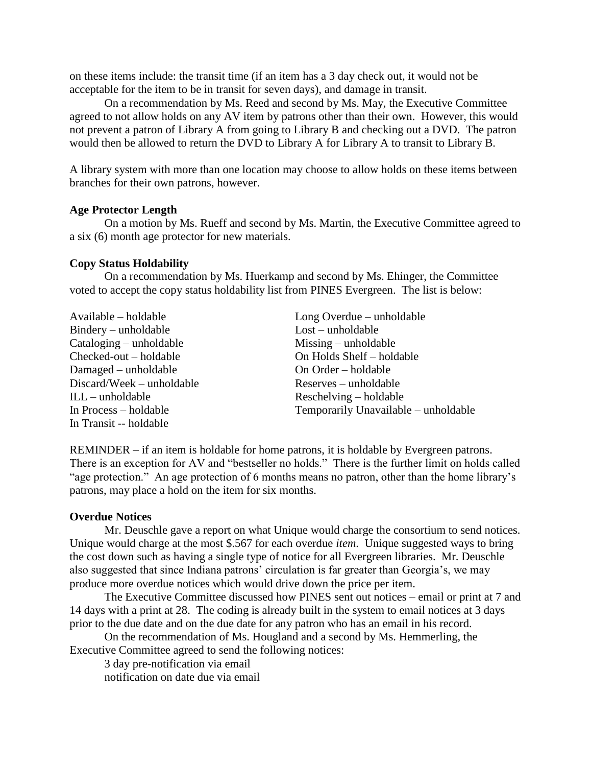on these items include: the transit time (if an item has a 3 day check out, it would not be acceptable for the item to be in transit for seven days), and damage in transit.

On a recommendation by Ms. Reed and second by Ms. May, the Executive Committee agreed to not allow holds on any AV item by patrons other than their own. However, this would not prevent a patron of Library A from going to Library B and checking out a DVD. The patron would then be allowed to return the DVD to Library A for Library A to transit to Library B.

A library system with more than one location may choose to allow holds on these items between branches for their own patrons, however.

**Age Protector Length**

On a motion by Ms. Rueff and second by Ms. Martin, the Executive Committee agreed to a six (6) month age protector for new materials.

**Copy Status Holdability**

On a recommendation by Ms. Huerkamp and second by Ms. Ehinger, the Committee voted to accept the copy status holdability list from PINES Evergreen. The list is below:

Available – holdable
Bindery – unholdable
Cataloging – unholdable
Checked-out – holdable
Damaged – unholdable
Discard/Week – unholdable
ILL – unholdable
In Process – holdable
In Transit -- holdable
Long Overdue – unholdable
Lost – unholdable
Missing – unholdable
On Holds Shelf – holdable
On Order – holdable
Reserves – unholdable
Reshelving – holdable
Temporarily Unavailable – unholdable

REMINDER – if an item is holdable for home patrons, it is holdable by Evergreen patrons. There is an exception for AV and "bestseller no holds." There is the further limit on holds called "age protection." An age protection of 6 months means no patron, other than the home library's patrons, may place a hold on the item for six months.

**Overdue Notices**

Mr. Deuschle gave a report on what Unique would charge the consortium to send notices. Unique would charge at the most $.567 for each overdue *item*. Unique suggested ways to bring the cost down such as having a single type of notice for all Evergreen libraries. Mr. Deuschle also suggested that since Indiana patrons' circulation is far greater than Georgia's, we may produce more overdue notices which would drive down the price per item.

The Executive Committee discussed how PINES sent out notices – email or print at 7 and 14 days with a print at 28. The coding is already built in the system to email notices at 3 days prior to the due date and on the due date for any patron who has an email in his record.

On the recommendation of Ms. Hougland and a second by Ms. Hemmerling, the Executive Committee agreed to send the following notices:

3 day pre-notification via email
notification on date due via email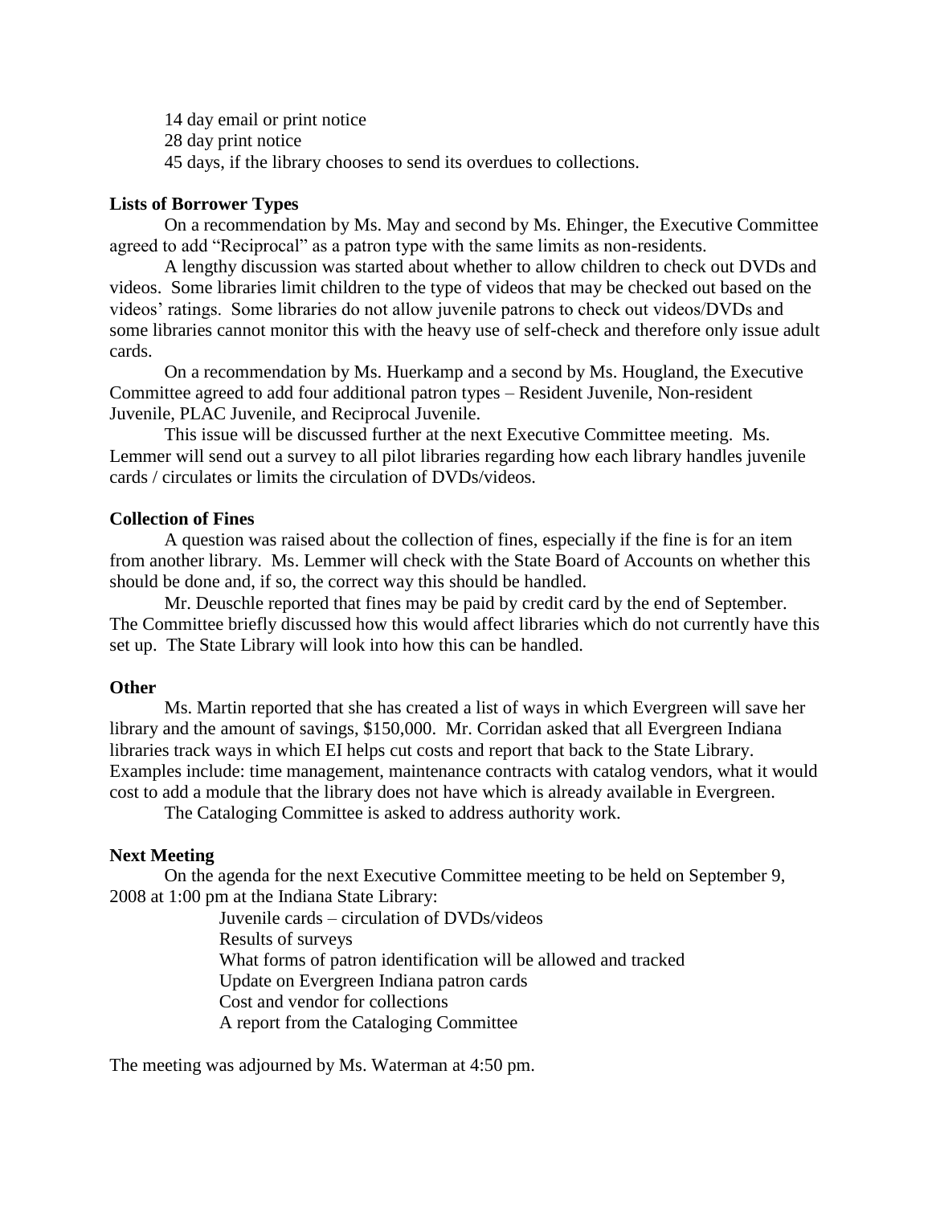14 day email or print notice

28 day print notice

45 days, if the library chooses to send its overdues to collections.

**Lists of Borrower Types**

On a recommendation by Ms. May and second by Ms. Ehinger, the Executive Committee agreed to add "Reciprocal" as a patron type with the same limits as non-residents.

A lengthy discussion was started about whether to allow children to check out DVDs and videos. Some libraries limit children to the type of videos that may be checked out based on the videos' ratings. Some libraries do not allow juvenile patrons to check out videos/DVDs and some libraries cannot monitor this with the heavy use of self-check and therefore only issue adult cards.

On a recommendation by Ms. Huerkamp and a second by Ms. Hougland, the Executive Committee agreed to add four additional patron types – Resident Juvenile, Non-resident Juvenile, PLAC Juvenile, and Reciprocal Juvenile.

This issue will be discussed further at the next Executive Committee meeting. Ms. Lemmer will send out a survey to all pilot libraries regarding how each library handles juvenile cards / circulates or limits the circulation of DVDs/videos.

**Collection of Fines**

A question was raised about the collection of fines, especially if the fine is for an item from another library. Ms. Lemmer will check with the State Board of Accounts on whether this should be done and, if so, the correct way this should be handled.

Mr. Deuschle reported that fines may be paid by credit card by the end of September. The Committee briefly discussed how this would affect libraries which do not currently have this set up. The State Library will look into how this can be handled.

**Other**

Ms. Martin reported that she has created a list of ways in which Evergreen will save her library and the amount of savings, $150,000. Mr. Corridan asked that all Evergreen Indiana libraries track ways in which EI helps cut costs and report that back to the State Library. Examples include: time management, maintenance contracts with catalog vendors, what it would cost to add a module that the library does not have which is already available in Evergreen.

The Cataloging Committee is asked to address authority work.

**Next Meeting**

On the agenda for the next Executive Committee meeting to be held on September 9, 2008 at 1:00 pm at the Indiana State Library:

Juvenile cards – circulation of DVDs/videos

Results of surveys

What forms of patron identification will be allowed and tracked

Update on Evergreen Indiana patron cards

Cost and vendor for collections

A report from the Cataloging Committee

The meeting was adjourned by Ms. Waterman at 4:50 pm.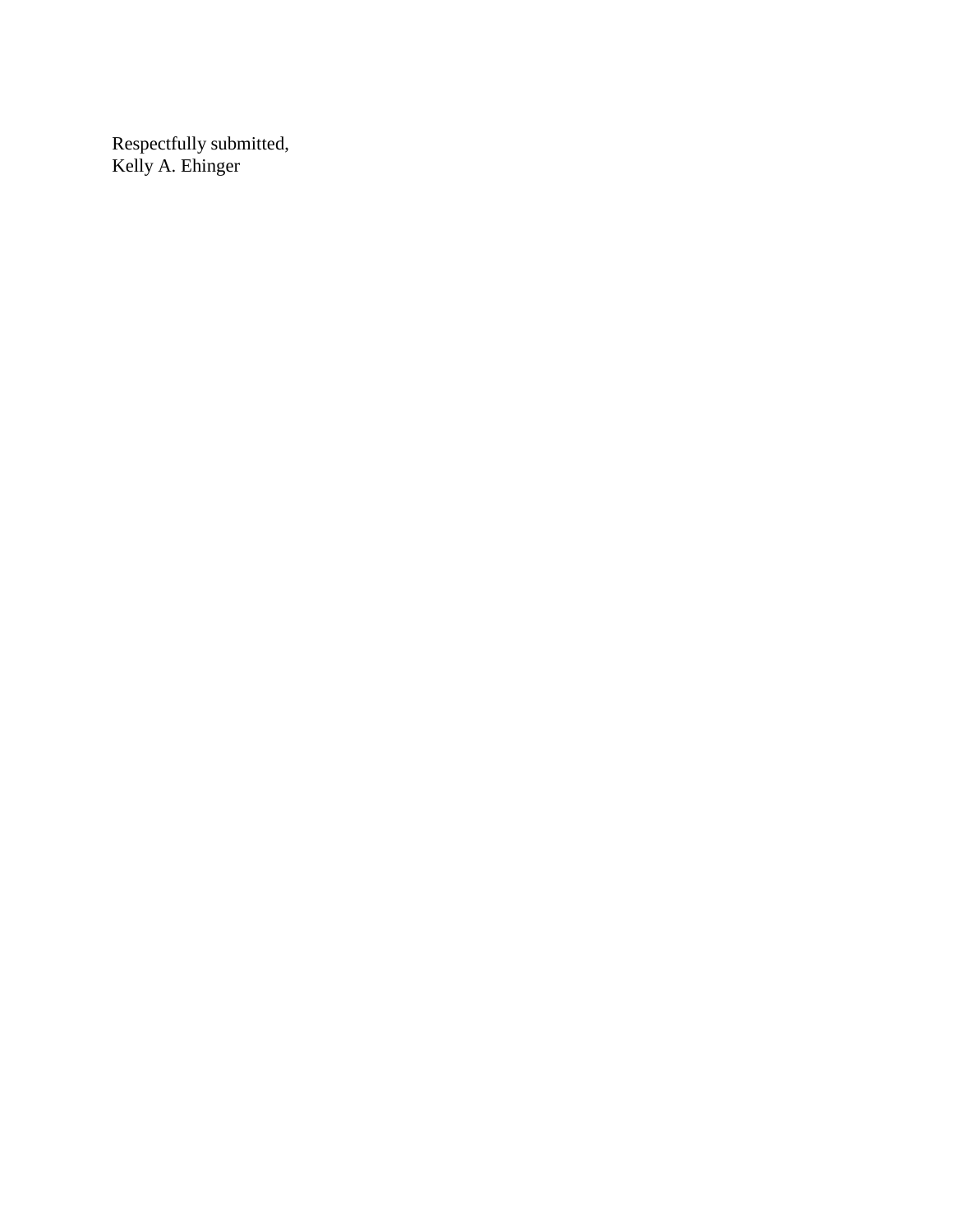Respectfully submitted,
Kelly A. Ehinger